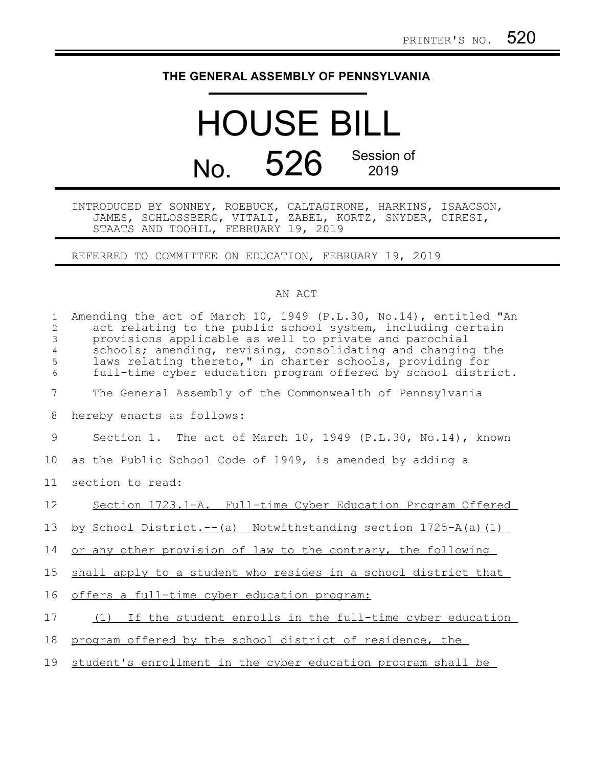PRINTER'S NO. 520

**THE GENERAL ASSEMBLY OF PENNSYLVANIA**

# HOUSE BILL

## No. 526 Session of 2019

INTRODUCED BY SONNEY, ROEBUCK, CALTAGIRONE, HARKINS, ISAACSON, JAMES, SCHLOSSBERG, VITALI, ZABEL, KORTZ, SNYDER, CIRESI, STAATS AND TOOHIL, FEBRUARY 19, 2019

REFERRED TO COMMITTEE ON EDUCATION, FEBRUARY 19, 2019

AN ACT

Amending the act of March 10, 1949 (P.L.30, No.14), entitled "An act relating to the public school system, including certain provisions applicable as well to private and parochial schools; amending, revising, consolidating and changing the laws relating thereto," in charter schools, providing for full-time cyber education program offered by school district.

The General Assembly of the Commonwealth of Pennsylvania hereby enacts as follows:

Section 1. The act of March 10, 1949 (P.L.30, No.14), known as the Public School Code of 1949, is amended by adding a section to read:

Section 1723.1-A. Full-time Cyber Education Program Offered by School District.--(a) Notwithstanding section 1725-A(a)(1) or any other provision of law to the contrary, the following shall apply to a student who resides in a school district that offers a full-time cyber education program:

(1) If the student enrolls in the full-time cyber education program offered by the school district of residence, the student's enrollment in the cyber education program shall be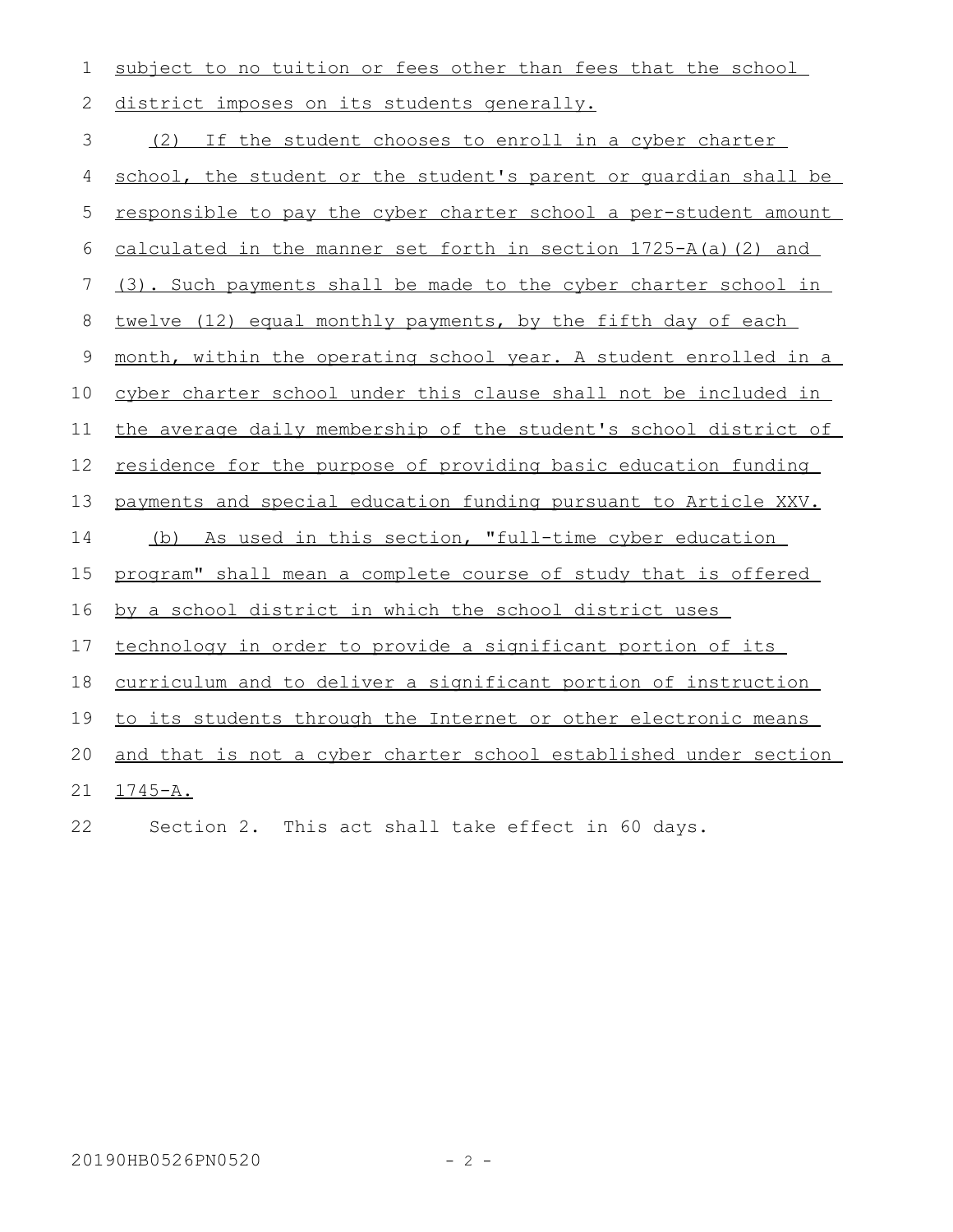subject to no tuition or fees other than fees that the school district imposes on its students generally.

(2) If the student chooses to enroll in a cyber charter school, the student or the student's parent or guardian shall be responsible to pay the cyber charter school a per-student amount calculated in the manner set forth in section 1725-A(a)(2) and (3). Such payments shall be made to the cyber charter school in twelve (12) equal monthly payments, by the fifth day of each month, within the operating school year. A student enrolled in a cyber charter school under this clause shall not be included in the average daily membership of the student's school district of residence for the purpose of providing basic education funding payments and special education funding pursuant to Article XXV.

(b) As used in this section, "full-time cyber education program" shall mean a complete course of study that is offered by a school district in which the school district uses technology in order to provide a significant portion of its curriculum and to deliver a significant portion of instruction to its students through the Internet or other electronic means and that is not a cyber charter school established under section 1745-A.

Section 2. This act shall take effect in 60 days.